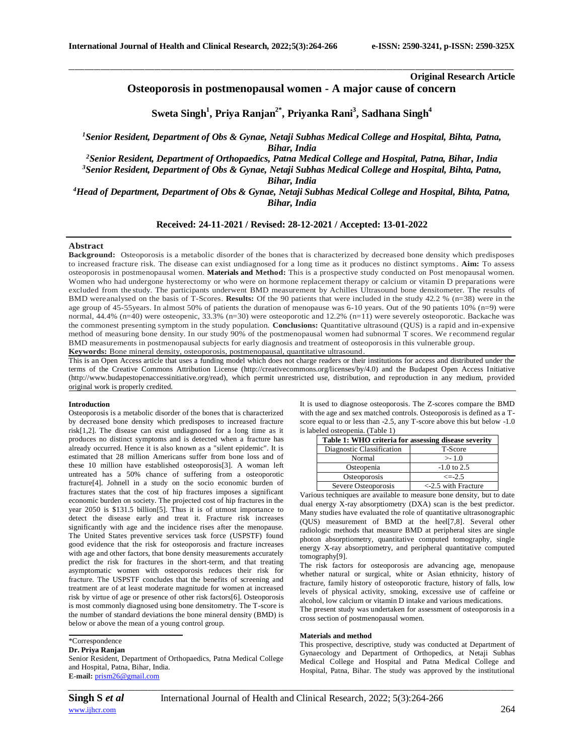**Original Research Article**

# Osteoporosis in postmenopausal women - A major cause of concern

**Sweta Singh[1], Priya Ranjan[2*], Priyanka Rani[3], Sadhana Singh[4]**

*[1]Senior Resident, Department of Obs & Gynae, Netaji Subhas Medical College and Hospital, Bihta, Patna, Bihar, India*
*[2]Senior Resident, Department of Orthopaedics, Patna Medical College and Hospital, Patna, Bihar, India*
*[3]Senior Resident, Department of Obs & Gynae, Netaji Subhas Medical College and Hospital, Bihta, Patna, Bihar, India*
*[4]Head of Department, Department of Obs & Gynae, Netaji Subhas Medical College and Hospital, Bihta, Patna, Bihar, India*

**Received: 24-11-2021 / Revised: 28-12-2021 / Accepted: 13-01-2022**

## Abstract

**Background:** Osteoporosis is a metabolic disorder of the bones that is characterized by decreased bone density which predisposes to increased fracture risk. The disease can exist undiagnosed for a long time as it produces no distinct symptoms. **Aim:** To assess osteoporosis in postmenopausal women. **Materials and Method:** This is a prospective study conducted on Post menopausal women. Women who had undergone hysterectomy or who were on hormone replacement therapy or calcium or vitamin D preparations were excluded from the study. The participants underwent BMD measurement by Achilles Ultrasound bone densitometer. The results of BMD wereanalysed on the basis of T-Scores. **Results:** Of the 90 patients that were included in the study 42.2 % (n=38) were in the age group of 45-55years. In almost 50% of patients the duration of menopause was 6-10 years. Out of the 90 patients 10% (n=9) were normal, 44.4% (n=40) were osteopenic, 33.3% (n=30) were osteoporotic and 12.2% (n=11) were severely osteoporotic. Backache was the commonest presenting symptom in the study population. **Conclusions:** Quantitative ultrasound (QUS) is a rapid and in-expensive method of measuring bone density. In our study 90% of the postmenopausal women had subnormal T scores. We recommend regular BMD measurements in postmenopausal subjects for early diagnosis and treatment of osteoporosis in this vulnerable group.

**Keywords:** Bone mineral density, osteoporosis, postmenopausal, quantitative ultrasound.

This is an Open Access article that uses a funding model which does not charge readers or their institutions for access and distributed under the terms of the Creative Commons Attribution License (http://creativecommons.org/licenses/by/4.0) and the Budapest Open Access Initiative (http://www.budapestopenaccessinitiative.org/read), which permit unrestricted use, distribution, and reproduction in any medium, provided original work is properly credited.

### Introduction

Osteoporosis is a metabolic disorder of the bones that is characterized by decreased bone density which predisposes to increased fracture risk[1,2]. The disease can exist undiagnosed for a long time as it produces no distinct symptoms and is detected when a fracture has already occurred. Hence it is also known as a "silent epidemic". It is estimated that 28 million Americans suffer from bone loss and of these 10 million have established osteoporosis[3]. A woman left untreated has a 50% chance of suffering from a osteoporotic fracture[4]. Johnell in a study on the socio economic burden of fractures states that the cost of hip fractures imposes a significant economic burden on society. The projected cost of hip fractures in the year 2050 is $131.5 billion[5]. Thus it is of utmost importance to detect the disease early and treat it. Fracture risk increases significantly with age and the incidence rises after the menopause. The United States preventive services task force (USPSTF) found good evidence that the risk for osteoporosis and fracture increases with age and other factors, that bone density measurements accurately predict the risk for fractures in the short-term, and that treating asymptomatic women with osteoporosis reduces their risk for fracture. The USPSTF concludes that the benefits of screening and treatment are of at least moderate magnitude for women at increased risk by virtue of age or presence of other risk factors[6]. Osteoporosis is most commonly diagnosed using bone densitometry. The T-score is the number of standard deviations the bone mineral density (BMD) is below or above the mean of a young control group.

It is used to diagnose osteoporosis. The Z-scores compare the BMD with the age and sex matched controls. Osteoporosis is defined as a T-score equal to or less than -2.5, any T-score above this but below -1.0 is labeled osteopenia. (Table 1)

**Table 1: WHO criteria for assessing disease severity**

| Diagnostic Classification | T-Score |
|---|---|
| Normal | >- 1.0 |
| Osteopenia | -1.0 to 2.5 |
| Osteoporosis | <=-2.5 |
| Severe Osteoporosis | <-2.5 with Fracture |

Various techniques are available to measure bone density, but to date dual energy X-ray absorptiometry (DXA) scan is the best predictor. Many studies have evaluated the role of quantitative ultrasonographic (QUS) measurement of BMD at the heel[7,8]. Several other radiologic methods that measure BMD at peripheral sites are single photon absorptiometry, quantitative computed tomography, single energy X-ray absorptiometry, and peripheral quantitative computed tomography[9].

The risk factors for osteoporosis are advancing age, menopause whether natural or surgical, white or Asian ethnicity, history of fracture, family history of osteoporotic fracture, history of falls, low levels of physical activity, smoking, excessive use of caffeine or alcohol, low calcium or vitamin D intake and various medications.

The present study was undertaken for assessment of osteoporosis in a cross section of postmenopausal women.

### Materials and method

This prospective, descriptive, study was conducted at Department of Gynaecology and Department of Orthopedics, at Netaji Subhas Medical College and Hospital and Patna Medical College and Hospital, Patna, Bihar. The study was approved by the institutional

\*Correspondence
**Dr. Priya Ranjan**
Senior Resident, Department of Orthopaedics, Patna Medical College and Hospital, Patna, Bihar, India.
**E-mail:** prism26@gmail.com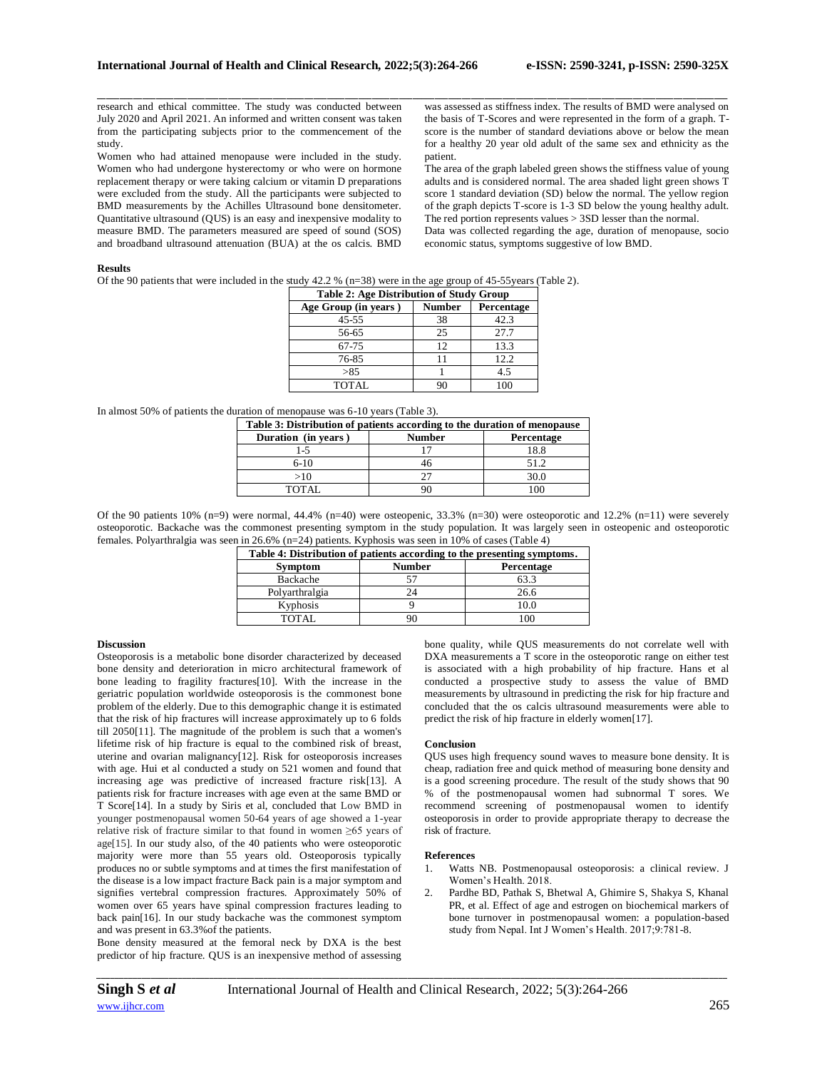research and ethical committee. The study was conducted between July 2020 and April 2021. An informed and written consent was taken from the participating subjects prior to the commencement of the study.

Women who had attained menopause were included in the study. Women who had undergone hysterectomy or who were on hormone replacement therapy or were taking calcium or vitamin D preparations were excluded from the study. All the participants were subjected to BMD measurements by the Achilles Ultrasound bone densitometer. Quantitative ultrasound (QUS) is an easy and inexpensive modality to measure BMD. The parameters measured are speed of sound (SOS) and broadband ultrasound attenuation (BUA) at the os calcis. BMD was assessed as stiffness index. The results of BMD were analysed on the basis of T-Scores and were represented in the form of a graph. T-score is the number of standard deviations above or below the mean for a healthy 20 year old adult of the same sex and ethnicity as the patient.

The area of the graph labeled green shows the stiffness value of young adults and is considered normal. The area shaded light green shows T score 1 standard deviation (SD) below the normal. The yellow region of the graph depicts T-score is 1-3 SD below the young healthy adult. The red portion represents values > 3SD lesser than the normal.

Data was collected regarding the age, duration of menopause, socio economic status, symptoms suggestive of low BMD.

## Results

Of the 90 patients that were included in the study 42.2 % (n=38) were in the age group of 45-55years (Table 2).

**Table 2: Age Distribution of Study Group**

| Age Group (in years ) | Number | Percentage |
|---|---|---|
| 45-55 | 38 | 42.3 |
| 56-65 | 25 | 27.7 |
| 67-75 | 12 | 13.3 |
| 76-85 | 11 | 12.2 |
| >85 | 1 | 4.5 |
| TOTAL | 90 | 100 |

In almost 50% of patients the duration of menopause was 6-10 years (Table 3).

**Table 3: Distribution of patients according to the duration of menopause**

| Duration (in years ) | Number | Percentage |
|---|---|---|
| 1-5 | 17 | 18.8 |
| 6-10 | 46 | 51.2 |
| >10 | 27 | 30.0 |
| TOTAL | 90 | 100 |

Of the 90 patients 10% (n=9) were normal, 44.4% (n=40) were osteopenic, 33.3% (n=30) were osteoporotic and 12.2% (n=11) were severely osteoporotic. Backache was the commonest presenting symptom in the study population. It was largely seen in osteopenic and osteoporotic females. Polyarthralgia was seen in 26.6% (n=24) patients. Kyphosis was seen in 10% of cases (Table 4)

**Table 4: Distribution of patients according to the presenting symptoms.**

| Symptom | Number | Percentage |
|---|---|---|
| Backache | 57 | 63.3 |
| Polyarthralgia | 24 | 26.6 |
| Kyphosis | 9 | 10.0 |
| TOTAL | 90 | 100 |

## Discussion

Osteoporosis is a metabolic bone disorder characterized by deceased bone density and deterioration in micro architectural framework of bone leading to fragility fractures[10]. With the increase in the geriatric population worldwide osteoporosis is the commonest bone problem of the elderly. Due to this demographic change it is estimated that the risk of hip fractures will increase approximately up to 6 folds till 2050[11]. The magnitude of the problem is such that a women's lifetime risk of hip fracture is equal to the combined risk of breast, uterine and ovarian malignancy[12]. Risk for osteoporosis increases with age. Hui et al conducted a study on 521 women and found that increasing age was predictive of increased fracture risk[13]. A patients risk for fracture increases with age even at the same BMD or T Score[14]. In a study by Siris et al, concluded that Low BMD in younger postmenopausal women 50-64 years of age showed a 1-year relative risk of fracture similar to that found in women ≥65 years of age[15]. In our study also, of the 40 patients who were osteoporotic majority were more than 55 years old. Osteoporosis typically produces no or subtle symptoms and at times the first manifestation of the disease is a low impact fracture Back pain is a major symptom and signifies vertebral compression fractures. Approximately 50% of women over 65 years have spinal compression fractures leading to back pain[16]. In our study backache was the commonest symptom and was present in 63.3%of the patients.

Bone density measured at the femoral neck by DXA is the best predictor of hip fracture. QUS is an inexpensive method of assessing bone quality, while QUS measurements do not correlate well with DXA measurements a T score in the osteoporotic range on either test is associated with a high probability of hip fracture. Hans et al conducted a prospective study to assess the value of BMD measurements by ultrasound in predicting the risk for hip fracture and concluded that the os calcis ultrasound measurements were able to predict the risk of hip fracture in elderly women[17].

## Conclusion

QUS uses high frequency sound waves to measure bone density. It is cheap, radiation free and quick method of measuring bone density and is a good screening procedure. The result of the study shows that 90 % of the postmenopausal women had subnormal T sores. We recommend screening of postmenopausal women to identify osteoporosis in order to provide appropriate therapy to decrease the risk of fracture.

## References

1. Watts NB. Postmenopausal osteoporosis: a clinical review. J Women's Health. 2018.
2. Pardhe BD, Pathak S, Bhetwal A, Ghimire S, Shakya S, Khanal PR, et al. Effect of age and estrogen on biochemical markers of bone turnover in postmenopausal women: a population-based study from Nepal. Int J Women's Health. 2017;9:781-8.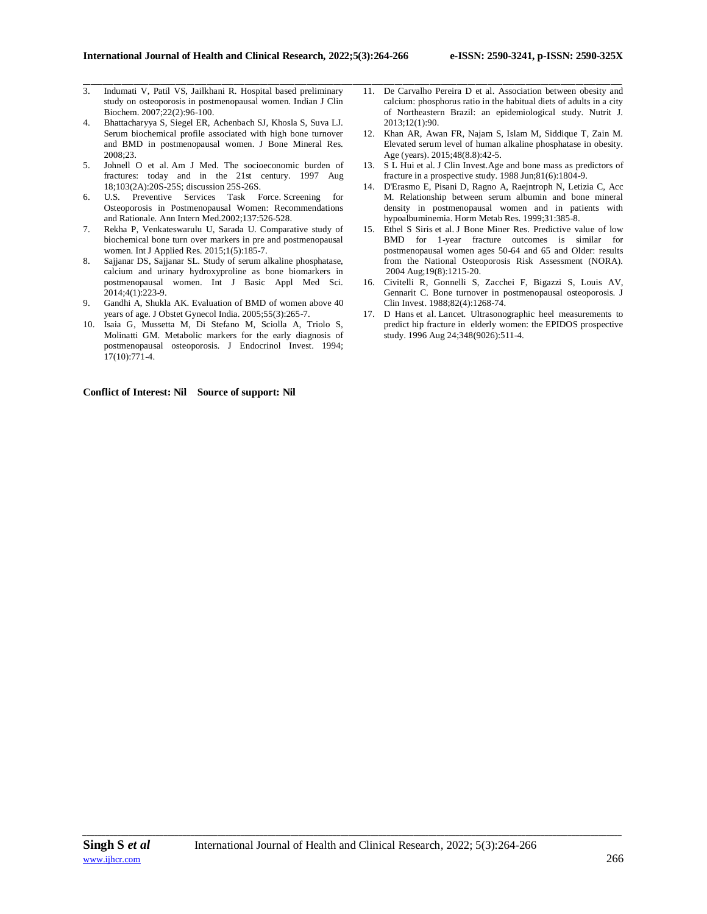3. Indumati V, Patil VS, Jailkhani R. Hospital based preliminary study on osteoporosis in postmenopausal women. Indian J Clin Biochem. 2007;22(2):96-100.
4. Bhattacharyya S, Siegel ER, Achenbach SJ, Khosla S, Suva LJ. Serum biochemical profile associated with high bone turnover and BMD in postmenopausal women. J Bone Mineral Res. 2008;23.
5. Johnell O et al. Am J Med. The socioeconomic burden of fractures: today and in the 21st century. 1997 Aug 18;103(2A):20S-25S; discussion 25S-26S.
6. U.S. Preventive Services Task Force. Screening for Osteoporosis in Postmenopausal Women: Recommendations and Rationale. Ann Intern Med.2002;137:526-528.
7. Rekha P, Venkateswarulu U, Sarada U. Comparative study of biochemical bone turn over markers in pre and postmenopausal women. Int J Applied Res. 2015;1(5):185-7.
8. Sajjanar DS, Sajjanar SL. Study of serum alkaline phosphatase, calcium and urinary hydroxyproline as bone biomarkers in postmenopausal women. Int J Basic Appl Med Sci. 2014;4(1):223-9.
9. Gandhi A, Shukla AK. Evaluation of BMD of women above 40 years of age. J Obstet Gynecol India. 2005;55(3):265-7.
10. Isaia G, Mussetta M, Di Stefano M, Sciolla A, Triolo S, Molinatti GM. Metabolic markers for the early diagnosis of postmenopausal osteoporosis. J Endocrinol Invest. 1994; 17(10):771-4.
11. De Carvalho Pereira D et al. Association between obesity and calcium: phosphorus ratio in the habitual diets of adults in a city of Northeastern Brazil: an epidemiological study. Nutrit J. 2013;12(1):90.
12. Khan AR, Awan FR, Najam S, Islam M, Siddique T, Zain M. Elevated serum level of human alkaline phosphatase in obesity. Age (years). 2015;48(8.8):42-5.
13. S L Hui et al. J Clin Invest.Age and bone mass as predictors of fracture in a prospective study. 1988 Jun;81(6):1804-9.
14. D'Erasmo E, Pisani D, Ragno A, Raejntroph N, Letizia C, Acc M. Relationship between serum albumin and bone mineral density in postmenopausal women and in patients with hypoalbuminemia. Horm Metab Res. 1999;31:385-8.
15. Ethel S Siris et al. J Bone Miner Res. Predictive value of low BMD for 1-year fracture outcomes is similar for postmenopausal women ages 50-64 and 65 and Older: results from the National Osteoporosis Risk Assessment (NORA). 2004 Aug;19(8):1215-20.
16. Civitelli R, Gonnelli S, Zacchei F, Bigazzi S, Louis AV, Gennarit C. Bone turnover in postmenopausal osteoporosis. J Clin Invest. 1988;82(4):1268-74.
17. D Hans et al. Lancet. Ultrasonographic heel measurements to predict hip fracture in elderly women: the EPIDOS prospective study. 1996 Aug 24;348(9026):511-4.

**Conflict of Interest: Nil Source of support: Nil**